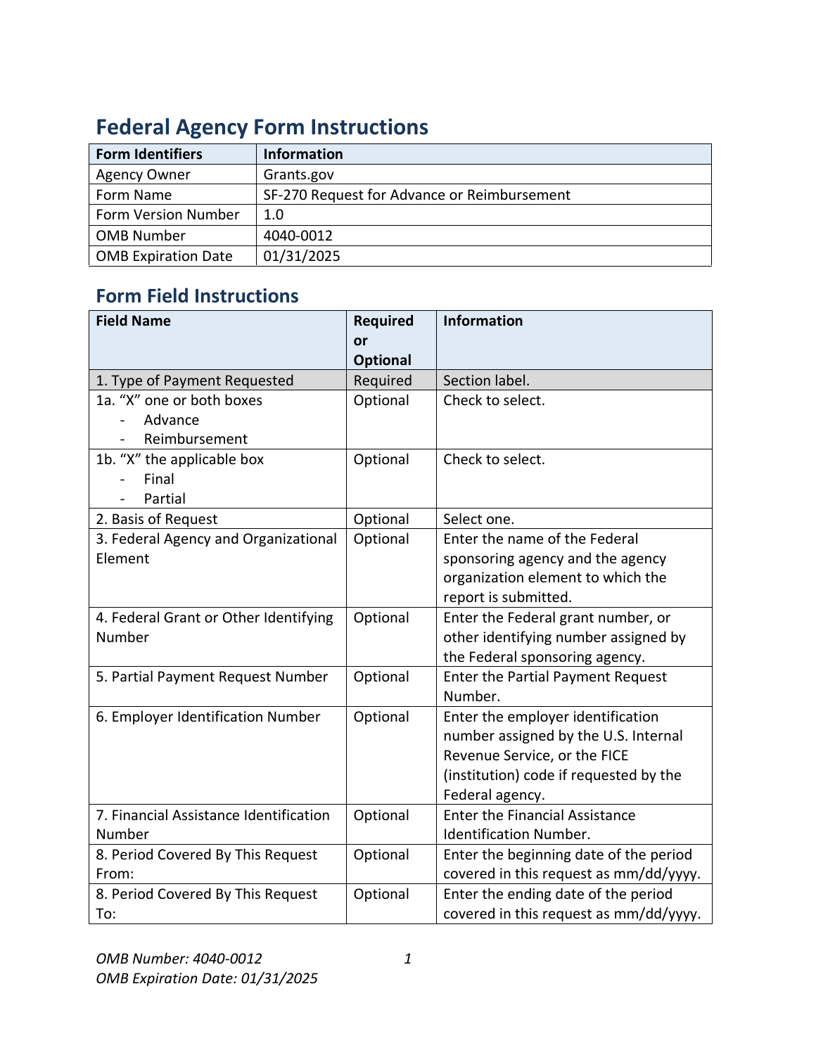# Federal Agency Form Instructions

| Form Identifiers | Information |
| --- | --- |
| Agency Owner | Grants.gov |
| Form Name | SF-270 Request for Advance or Reimbursement |
| Form Version Number | 1.0 |
| OMB Number | 4040-0012 |
| OMB Expiration Date | 01/31/2025 |

## Form Field Instructions

| Field Name | Required or Optional | Information |
| --- | --- | --- |
| 1. Type of Payment Requested | Required | Section label. |
| 1a. "X" one or both boxes<br>- Advance<br>- Reimbursement | Optional | Check to select. |
| 1b. "X" the applicable box<br>- Final<br>- Partial | Optional | Check to select. |
| 2. Basis of Request | Optional | Select one. |
| 3. Federal Agency and Organizational Element | Optional | Enter the name of the Federal sponsoring agency and the agency organization element to which the report is submitted. |
| 4. Federal Grant or Other Identifying Number | Optional | Enter the Federal grant number, or other identifying number assigned by the Federal sponsoring agency. |
| 5. Partial Payment Request Number | Optional | Enter the Partial Payment Request Number. |
| 6. Employer Identification Number | Optional | Enter the employer identification number assigned by the U.S. Internal Revenue Service, or the FICE (institution) code if requested by the Federal agency. |
| 7. Financial Assistance Identification Number | Optional | Enter the Financial Assistance Identification Number. |
| 8. Period Covered By This Request From: | Optional | Enter the beginning date of the period covered in this request as mm/dd/yyyy. |
| 8. Period Covered By This Request To: | Optional | Enter the ending date of the period covered in this request as mm/dd/yyyy. |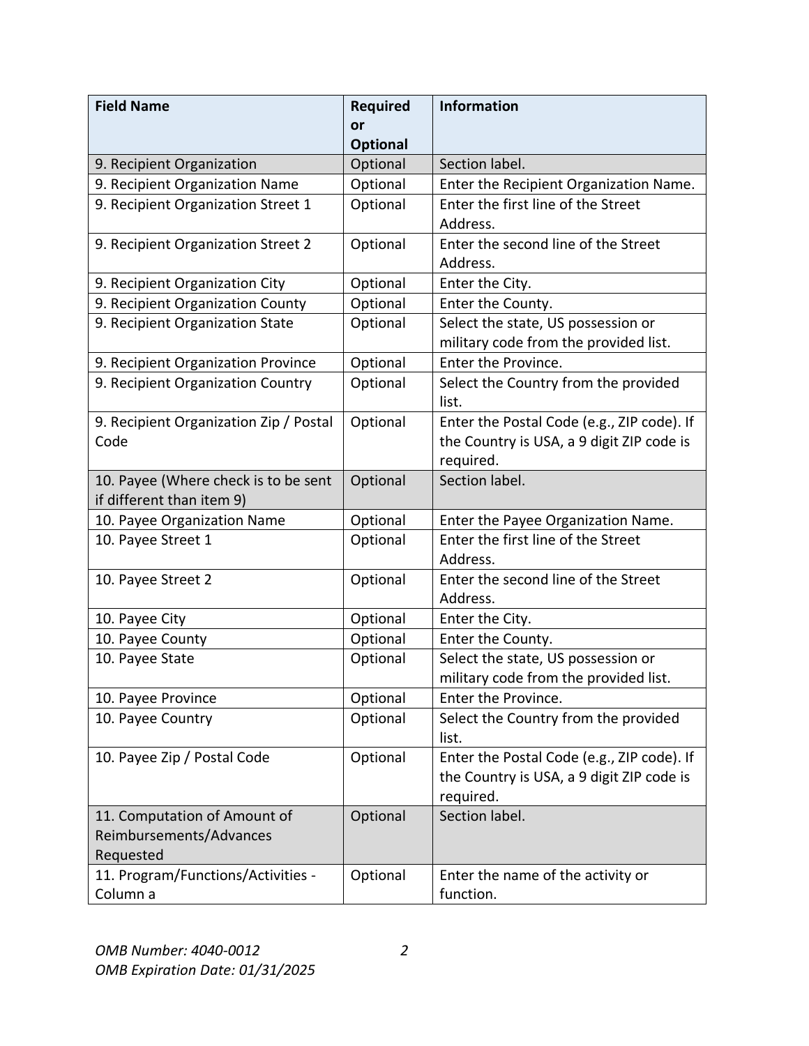| Field Name | Required or Optional | Information |
|---|---|---|
| 9. Recipient Organization | Optional | Section label. |
| 9. Recipient Organization Name | Optional | Enter the Recipient Organization Name. |
| 9. Recipient Organization Street 1 | Optional | Enter the first line of the Street Address. |
| 9. Recipient Organization Street 2 | Optional | Enter the second line of the Street Address. |
| 9. Recipient Organization City | Optional | Enter the City. |
| 9. Recipient Organization County | Optional | Enter the County. |
| 9. Recipient Organization State | Optional | Select the state, US possession or military code from the provided list. |
| 9. Recipient Organization Province | Optional | Enter the Province. |
| 9. Recipient Organization Country | Optional | Select the Country from the provided list. |
| 9. Recipient Organization Zip / Postal Code | Optional | Enter the Postal Code (e.g., ZIP code). If the Country is USA, a 9 digit ZIP code is required. |
| 10. Payee (Where check is to be sent if different than item 9) | Optional | Section label. |
| 10. Payee Organization Name | Optional | Enter the Payee Organization Name. |
| 10. Payee Street 1 | Optional | Enter the first line of the Street Address. |
| 10. Payee Street 2 | Optional | Enter the second line of the Street Address. |
| 10. Payee City | Optional | Enter the City. |
| 10. Payee County | Optional | Enter the County. |
| 10. Payee State | Optional | Select the state, US possession or military code from the provided list. |
| 10. Payee Province | Optional | Enter the Province. |
| 10. Payee Country | Optional | Select the Country from the provided list. |
| 10. Payee Zip / Postal Code | Optional | Enter the Postal Code (e.g., ZIP code). If the Country is USA, a 9 digit ZIP code is required. |
| 11. Computation of Amount of Reimbursements/Advances Requested | Optional | Section label. |
| 11. Program/Functions/Activities - Column a | Optional | Enter the name of the activity or function. |

*OMB Number: 4040-0012*
*OMB Expiration Date: 01/31/2025*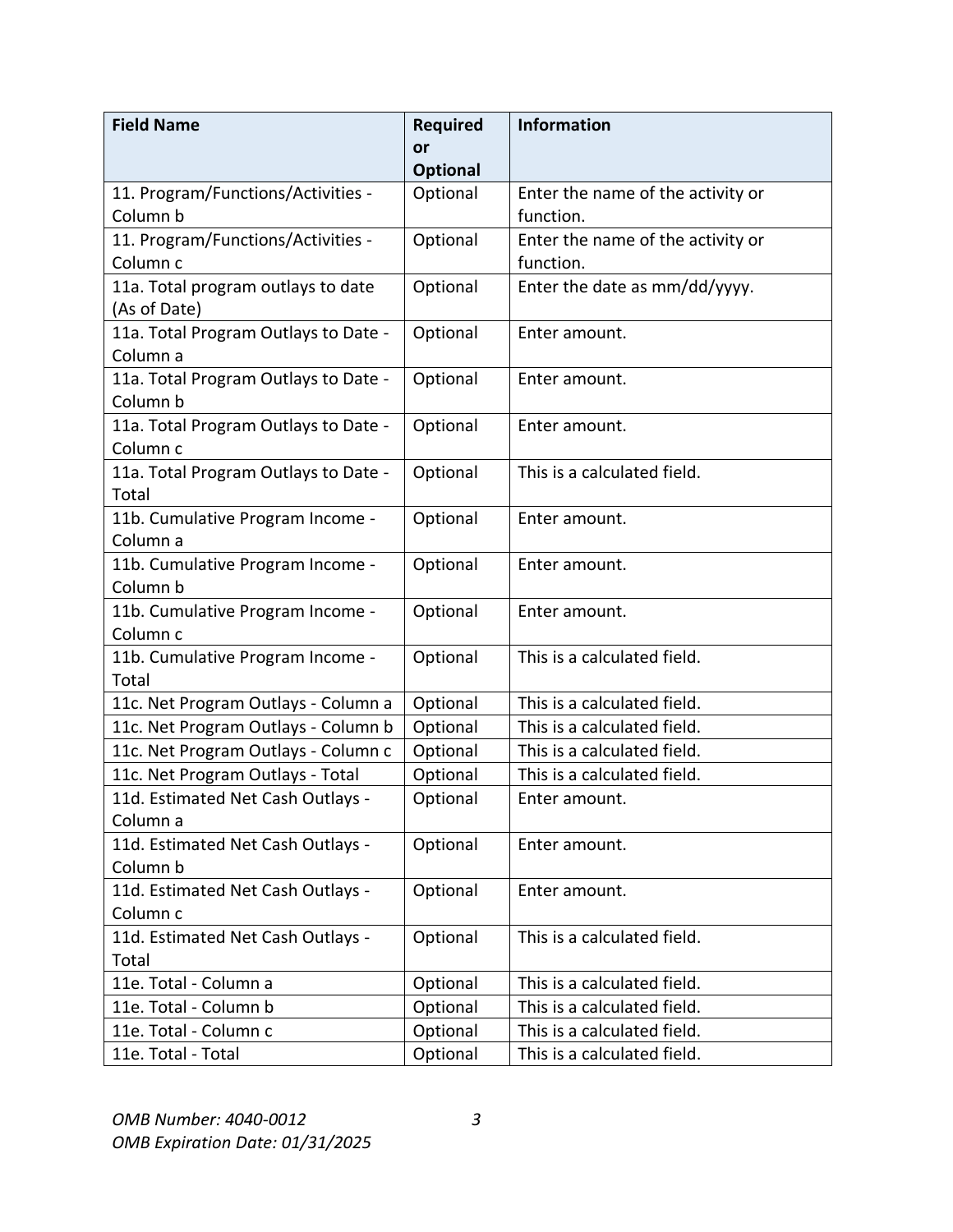| Field Name | Required or Optional | Information |
|---|---|---|
| 11. Program/Functions/Activities - Column b | Optional | Enter the name of the activity or function. |
| 11. Program/Functions/Activities - Column c | Optional | Enter the name of the activity or function. |
| 11a. Total program outlays to date (As of Date) | Optional | Enter the date as mm/dd/yyyy. |
| 11a. Total Program Outlays to Date - Column a | Optional | Enter amount. |
| 11a. Total Program Outlays to Date - Column b | Optional | Enter amount. |
| 11a. Total Program Outlays to Date - Column c | Optional | Enter amount. |
| 11a. Total Program Outlays to Date - Total | Optional | This is a calculated field. |
| 11b. Cumulative Program Income - Column a | Optional | Enter amount. |
| 11b. Cumulative Program Income - Column b | Optional | Enter amount. |
| 11b. Cumulative Program Income - Column c | Optional | Enter amount. |
| 11b. Cumulative Program Income - Total | Optional | This is a calculated field. |
| 11c. Net Program Outlays - Column a | Optional | This is a calculated field. |
| 11c. Net Program Outlays - Column b | Optional | This is a calculated field. |
| 11c. Net Program Outlays - Column c | Optional | This is a calculated field. |
| 11c. Net Program Outlays - Total | Optional | This is a calculated field. |
| 11d. Estimated Net Cash Outlays - Column a | Optional | Enter amount. |
| 11d. Estimated Net Cash Outlays - Column b | Optional | Enter amount. |
| 11d. Estimated Net Cash Outlays - Column c | Optional | Enter amount. |
| 11d. Estimated Net Cash Outlays - Total | Optional | This is a calculated field. |
| 11e. Total - Column a | Optional | This is a calculated field. |
| 11e. Total - Column b | Optional | This is a calculated field. |
| 11e. Total - Column c | Optional | This is a calculated field. |
| 11e. Total - Total | Optional | This is a calculated field. |

*OMB Number: 4040-0012*
*OMB Expiration Date: 01/31/2025*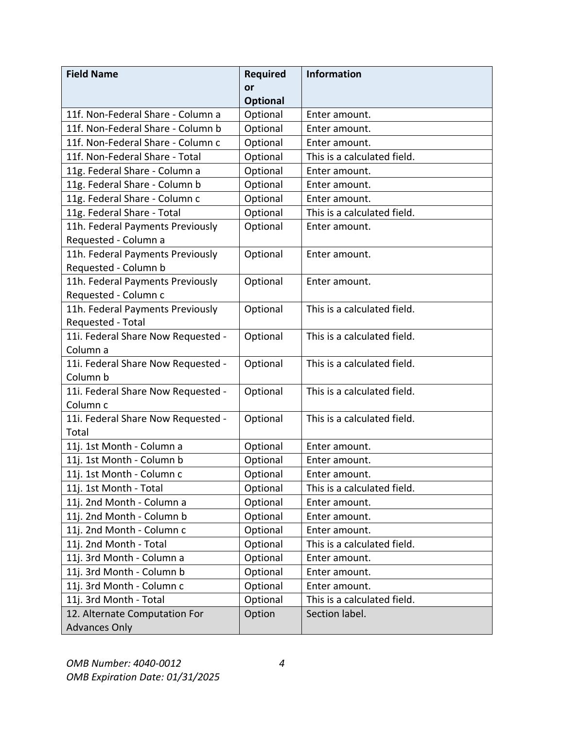| Field Name | Required or Optional | Information |
| --- | --- | --- |
| 11f. Non-Federal Share - Column a | Optional | Enter amount. |
| 11f. Non-Federal Share - Column b | Optional | Enter amount. |
| 11f. Non-Federal Share - Column c | Optional | Enter amount. |
| 11f. Non-Federal Share - Total | Optional | This is a calculated field. |
| 11g. Federal Share - Column a | Optional | Enter amount. |
| 11g. Federal Share - Column b | Optional | Enter amount. |
| 11g. Federal Share - Column c | Optional | Enter amount. |
| 11g. Federal Share - Total | Optional | This is a calculated field. |
| 11h. Federal Payments Previously Requested - Column a | Optional | Enter amount. |
| 11h. Federal Payments Previously Requested - Column b | Optional | Enter amount. |
| 11h. Federal Payments Previously Requested - Column c | Optional | Enter amount. |
| 11h. Federal Payments Previously Requested - Total | Optional | This is a calculated field. |
| 11i. Federal Share Now Requested - Column a | Optional | This is a calculated field. |
| 11i. Federal Share Now Requested - Column b | Optional | This is a calculated field. |
| 11i. Federal Share Now Requested - Column c | Optional | This is a calculated field. |
| 11i. Federal Share Now Requested - Total | Optional | This is a calculated field. |
| 11j. 1st Month - Column a | Optional | Enter amount. |
| 11j. 1st Month - Column b | Optional | Enter amount. |
| 11j. 1st Month - Column c | Optional | Enter amount. |
| 11j. 1st Month - Total | Optional | This is a calculated field. |
| 11j. 2nd Month - Column a | Optional | Enter amount. |
| 11j. 2nd Month - Column b | Optional | Enter amount. |
| 11j. 2nd Month - Column c | Optional | Enter amount. |
| 11j. 2nd Month - Total | Optional | This is a calculated field. |
| 11j. 3rd Month - Column a | Optional | Enter amount. |
| 11j. 3rd Month - Column b | Optional | Enter amount. |
| 11j. 3rd Month - Column c | Optional | Enter amount. |
| 11j. 3rd Month - Total | Optional | This is a calculated field. |
| 12. Alternate Computation For Advances Only | Option | Section label. |

*OMB Number: 4040-0012*
*OMB Expiration Date: 01/31/2025*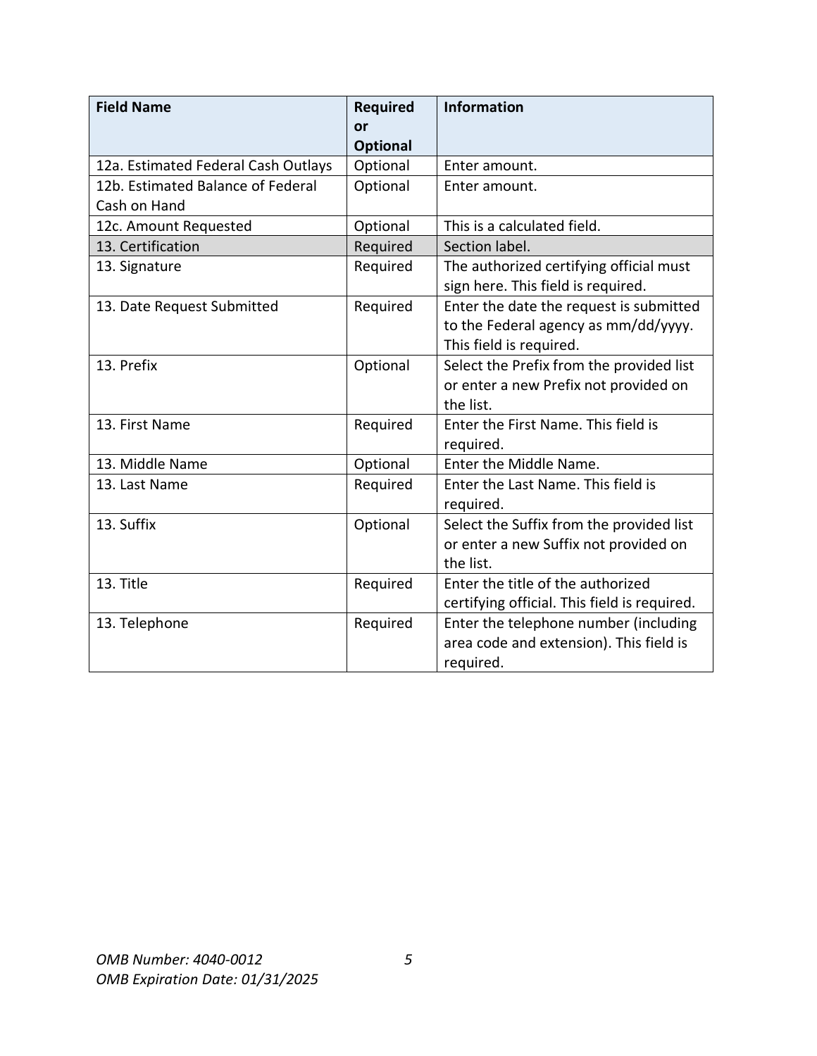| Field Name | Required or Optional | Information |
| --- | --- | --- |
| 12a. Estimated Federal Cash Outlays | Optional | Enter amount. |
| 12b. Estimated Balance of Federal Cash on Hand | Optional | Enter amount. |
| 12c. Amount Requested | Optional | This is a calculated field. |
| 13. Certification | Required | Section label. |
| 13. Signature | Required | The authorized certifying official must sign here. This field is required. |
| 13. Date Request Submitted | Required | Enter the date the request is submitted to the Federal agency as mm/dd/yyyy. This field is required. |
| 13. Prefix | Optional | Select the Prefix from the provided list or enter a new Prefix not provided on the list. |
| 13. First Name | Required | Enter the First Name. This field is required. |
| 13. Middle Name | Optional | Enter the Middle Name. |
| 13. Last Name | Required | Enter the Last Name. This field is required. |
| 13. Suffix | Optional | Select the Suffix from the provided list or enter a new Suffix not provided on the list. |
| 13. Title | Required | Enter the title of the authorized certifying official. This field is required. |
| 13. Telephone | Required | Enter the telephone number (including area code and extension). This field is required. |

*OMB Number: 4040-0012*
*OMB Expiration Date: 01/31/2025*